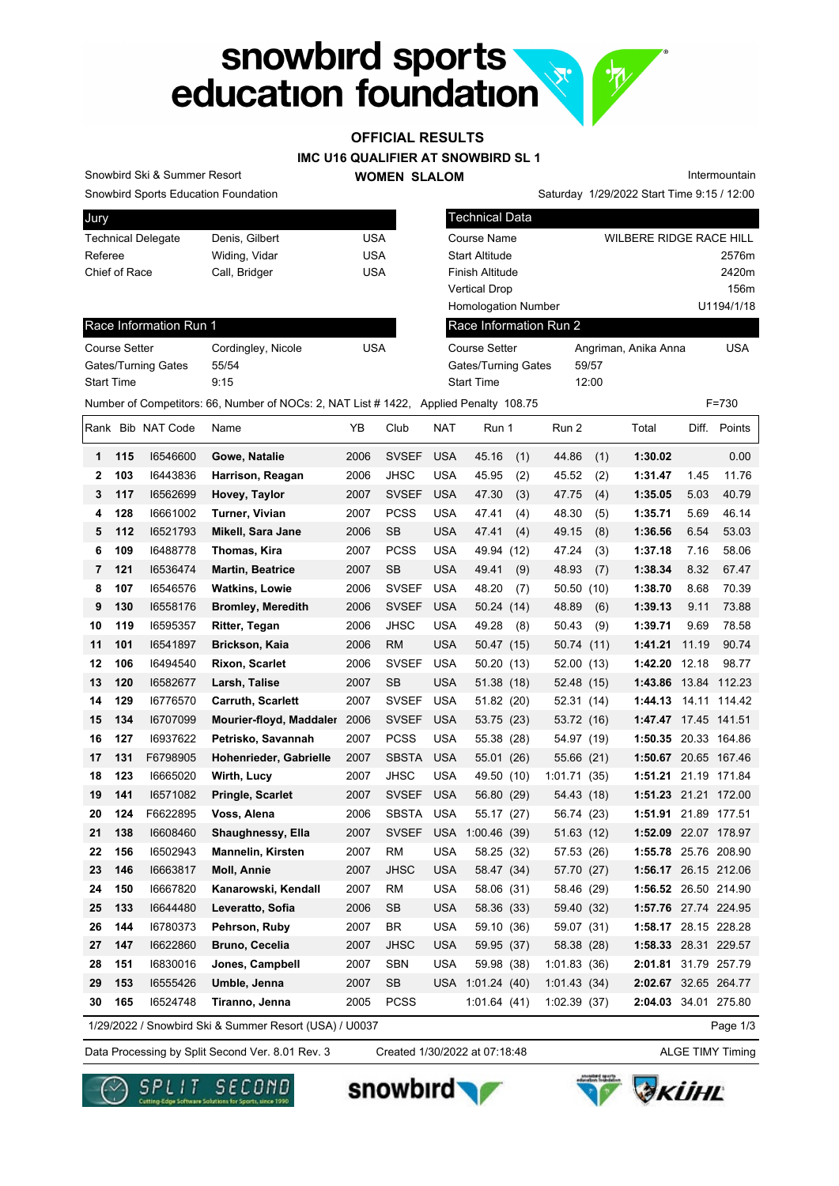# snowbird sports education foundation

## OFFICIAL RESULTS

### IMC U16 QUALIFIER AT SNOWBIRD SL 1

### WOMEN SLALOM

Snowbird Ski & Summer Resort
Snowbird Sports Education Foundation

Intermountain
Saturday 1/29/2022 Start Time 9:15 / 12:00

| Jury | | |
|---|---|---|
| Technical Delegate | Denis, Gilbert | USA |
| Referee | Widing, Vidar | USA |
| Chief of Race | Call, Bridger | USA |

| Technical Data | |
|---|---|
| Course Name | WILBERE RIDGE RACE HILL |
| Start Altitude | 2576m |
| Finish Altitude | 2420m |
| Vertical Drop | 156m |
| Homologation Number | U1194/1/18 |

| Race Information Run 1 | | |
|---|---|---|
| Course Setter | Cordingley, Nicole | USA |
| Gates/Turning Gates | 55/54 | |
| Start Time | 9:15 | |

| Race Information Run 2 | | |
|---|---|---|
| Course Setter | Angriman, Anika Anna | USA |
| Gates/Turning Gates | 59/57 | |
| Start Time | 12:00 | |

Number of Competitors: 66, Number of NOCs: 2, NAT List # 1422, Applied Penalty 108.75 F=730

| Rank | Bib | NAT Code | Name | YB | Club | NAT | Run 1 | Run 2 | Total | Diff. | Points |
|---|---|---|---|---|---|---|---|---|---|---|---|
| 1 | 115 | I6546600 | **Gowe, Natalie** | 2006 | SVSEF | USA | 45.16 (1) | 44.86 (1) | **1:30.02** | | 0.00 |
| 2 | 103 | I6443836 | **Harrison, Reagan** | 2006 | JHSC | USA | 45.95 (2) | 45.52 (2) | **1:31.47** | 1.45 | 11.76 |
| 3 | 117 | I6562699 | **Hovey, Taylor** | 2007 | SVSEF | USA | 47.30 (3) | 47.75 (4) | **1:35.05** | 5.03 | 40.79 |
| 4 | 128 | I6661002 | **Turner, Vivian** | 2007 | PCSS | USA | 47.41 (4) | 48.30 (5) | **1:35.71** | 5.69 | 46.14 |
| 5 | 112 | I6521793 | **Mikell, Sara Jane** | 2006 | SB | USA | 47.41 (4) | 49.15 (8) | **1:36.56** | 6.54 | 53.03 |
| 6 | 109 | I6488778 | **Thomas, Kira** | 2007 | PCSS | USA | 49.94 (12) | 47.24 (3) | **1:37.18** | 7.16 | 58.06 |
| 7 | 121 | I6536474 | **Martin, Beatrice** | 2007 | SB | USA | 49.41 (9) | 48.93 (7) | **1:38.34** | 8.32 | 67.47 |
| 8 | 107 | I6546576 | **Watkins, Lowie** | 2006 | SVSEF | USA | 48.20 (7) | 50.50 (10) | **1:38.70** | 8.68 | 70.39 |
| 9 | 130 | I6558176 | **Bromley, Meredith** | 2006 | SVSEF | USA | 50.24 (14) | 48.89 (6) | **1:39.13** | 9.11 | 73.88 |
| 10 | 119 | I6595357 | **Ritter, Tegan** | 2006 | JHSC | USA | 49.28 (8) | 50.43 (9) | **1:39.71** | 9.69 | 78.58 |
| 11 | 101 | I6541897 | **Brickson, Kaia** | 2006 | RM | USA | 50.47 (15) | 50.74 (11) | **1:41.21** | 11.19 | 90.74 |
| 12 | 106 | I6494540 | **Rixon, Scarlet** | 2006 | SVSEF | USA | 50.20 (13) | 52.00 (13) | **1:42.20** | 12.18 | 98.77 |
| 13 | 120 | I6582677 | **Larsh, Talise** | 2007 | SB | USA | 51.38 (18) | 52.48 (15) | **1:43.86** | 13.84 | 112.23 |
| 14 | 129 | I6776570 | **Carruth, Scarlett** | 2007 | SVSEF | USA | 51.82 (20) | 52.31 (14) | **1:44.13** | 14.11 | 114.42 |
| 15 | 134 | I6707099 | **Mourier-floyd, Maddaler** | 2006 | SVSEF | USA | 53.75 (23) | 53.72 (16) | **1:47.47** | 17.45 | 141.51 |
| 16 | 127 | I6937622 | **Petrisko, Savannah** | 2007 | PCSS | USA | 55.38 (28) | 54.97 (19) | **1:50.35** | 20.33 | 164.86 |
| 17 | 131 | F6798905 | **Hohenrieder, Gabrielle** | 2007 | SBSTA | USA | 55.01 (26) | 55.66 (21) | **1:50.67** | 20.65 | 167.46 |
| 18 | 123 | I6665020 | **Wirth, Lucy** | 2007 | JHSC | USA | 49.50 (10) | 1:01.71 (35) | **1:51.21** | 21.19 | 171.84 |
| 19 | 141 | I6571082 | **Pringle, Scarlet** | 2007 | SVSEF | USA | 56.80 (29) | 54.43 (18) | **1:51.23** | 21.21 | 172.00 |
| 20 | 124 | F6622895 | **Voss, Alena** | 2006 | SBSTA | USA | 55.17 (27) | 56.74 (23) | **1:51.91** | 21.89 | 177.51 |
| 21 | 138 | I6608460 | **Shaughnessy, Ella** | 2007 | SVSEF | USA | 1:00.46 (39) | 51.63 (12) | **1:52.09** | 22.07 | 178.97 |
| 22 | 156 | I6502943 | **Mannelin, Kirsten** | 2007 | RM | USA | 58.25 (32) | 57.53 (26) | **1:55.78** | 25.76 | 208.90 |
| 23 | 146 | I6663817 | **Moll, Annie** | 2007 | JHSC | USA | 58.47 (34) | 57.70 (27) | **1:56.17** | 26.15 | 212.06 |
| 24 | 150 | I6667820 | **Kanarowski, Kendall** | 2007 | RM | USA | 58.06 (31) | 58.46 (29) | **1:56.52** | 26.50 | 214.90 |
| 25 | 133 | I6644480 | **Leveratto, Sofia** | 2006 | SB | USA | 58.36 (33) | 59.40 (32) | **1:57.76** | 27.74 | 224.95 |
| 26 | 144 | I6780373 | **Pehrson, Ruby** | 2007 | BR | USA | 59.10 (36) | 59.07 (31) | **1:58.17** | 28.15 | 228.28 |
| 27 | 147 | I6622860 | **Bruno, Cecelia** | 2007 | JHSC | USA | 59.95 (37) | 58.38 (28) | **1:58.33** | 28.31 | 229.57 |
| 28 | 151 | I6830016 | **Jones, Campbell** | 2007 | SBN | USA | 59.98 (38) | 1:01.83 (36) | **2:01.81** | 31.79 | 257.79 |
| 29 | 153 | I6555426 | **Umble, Jenna** | 2007 | SB | USA | 1:01.24 (40) | 1:01.43 (34) | **2:02.67** | 32.65 | 264.77 |
| 30 | 165 | I6524748 | **Tiranno, Jenna** | 2005 | PCSS | | 1:01.64 (41) | 1:02.39 (37) | **2:04.03** | 34.01 | 275.80 |

1/29/2022 / Snowbird Ski & Summer Resort (USA) / U0037

Data Processing by Split Second Ver. 8.01 Rev. 3 Created 1/30/2022 at 07:18:48 ALGE TIMY Timing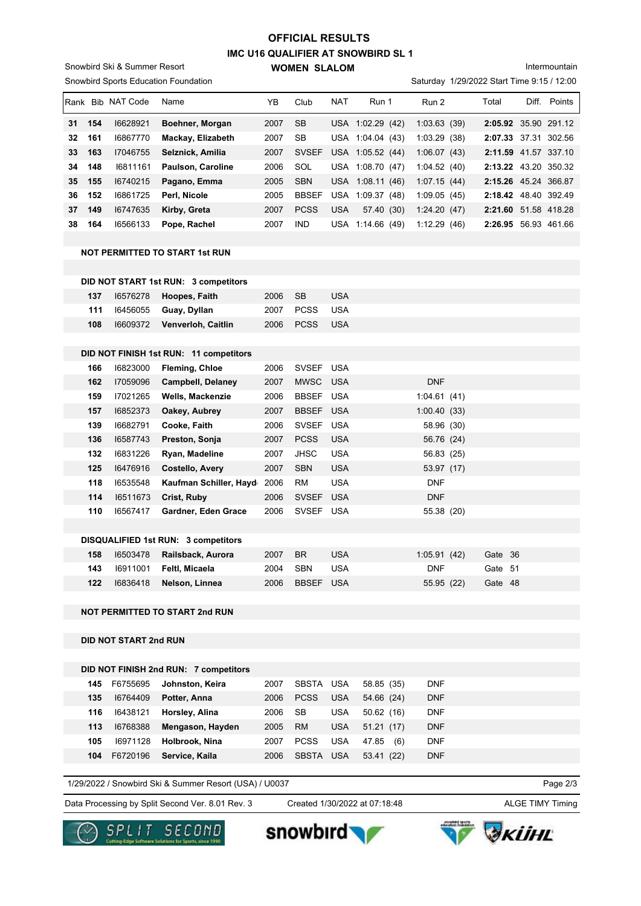# OFFICIAL RESULTS

## IMC U16 QUALIFIER AT SNOWBIRD SL 1

### WOMEN SLALOM

Snowbird Ski & Summer Resort
Snowbird Sports Education Foundation

Intermountain
Saturday 1/29/2022 Start Time 9:15 / 12:00

| Rank | Bib | NAT Code | Name | YB | Club | NAT | Run 1 | Run 2 | Total | Diff. | Points |
|---|---|---|---|---|---|---|---|---|---|---|---|
| 31 | 154 | I6628921 | **Boehner, Morgan** | 2007 | SB | USA | 1:02.29 (42) | 1:03.63 (39) | **2:05.92** | 35.90 | 291.12 |
| 32 | 161 | I6867770 | **Mackay, Elizabeth** | 2007 | SB | USA | 1:04.04 (43) | 1:03.29 (38) | **2:07.33** | 37.31 | 302.56 |
| 33 | 163 | I7046755 | **Selznick, Amilia** | 2007 | SVSEF | USA | 1:05.52 (44) | 1:06.07 (43) | **2:11.59** | 41.57 | 337.10 |
| 34 | 148 | I6811161 | **Paulson, Caroline** | 2006 | SOL | USA | 1:08.70 (47) | 1:04.52 (40) | **2:13.22** | 43.20 | 350.32 |
| 35 | 155 | I6740215 | **Pagano, Emma** | 2005 | SBN | USA | 1:08.11 (46) | 1:07.15 (44) | **2:15.26** | 45.24 | 366.87 |
| 36 | 152 | I6861725 | **Perl, Nicole** | 2005 | BBSEF | USA | 1:09.37 (48) | 1:09.05 (45) | **2:18.42** | 48.40 | 392.49 |
| 37 | 149 | I6747635 | **Kirby, Greta** | 2007 | PCSS | USA | 57.40 (30) | 1:24.20 (47) | **2:21.60** | 51.58 | 418.28 |
| 38 | 164 | I6566133 | **Pope, Rachel** | 2007 | IND | USA | 1:14.66 (49) | 1:12.29 (46) | **2:26.95** | 56.93 | 461.66 |

**NOT PERMITTED TO START 1st RUN**

**DID NOT START 1st RUN: 3 competitors**

| Bib | NAT Code | Name | YB | Club | NAT |
|---|---|---|---|---|---|
| 137 | I6576278 | **Hoopes, Faith** | 2006 | SB | USA |
| 111 | I6456055 | **Guay, Dyllan** | 2007 | PCSS | USA |
| 108 | I6609372 | **Venverloh, Caitlin** | 2006 | PCSS | USA |

**DID NOT FINISH 1st RUN: 11 competitors**

| Bib | NAT Code | Name | YB | Club | NAT | Run 2 |
|---|---|---|---|---|---|---|
| 166 | I6823000 | **Fleming, Chloe** | 2006 | SVSEF | USA | |
| 162 | I7059096 | **Campbell, Delaney** | 2007 | MWSC | USA | DNF |
| 159 | I7021265 | **Wells, Mackenzie** | 2006 | BBSEF | USA | 1:04.61 (41) |
| 157 | I6852373 | **Oakey, Aubrey** | 2007 | BBSEF | USA | 1:00.40 (33) |
| 139 | I6682791 | **Cooke, Faith** | 2006 | SVSEF | USA | 58.96 (30) |
| 136 | I6587743 | **Preston, Sonja** | 2007 | PCSS | USA | 56.76 (24) |
| 132 | I6831226 | **Ryan, Madeline** | 2007 | JHSC | USA | 56.83 (25) |
| 125 | I6476916 | **Costello, Avery** | 2007 | SBN | USA | 53.97 (17) |
| 118 | I6535548 | **Kaufman Schiller, Hayd** | 2006 | RM | USA | DNF |
| 114 | I6511673 | **Crist, Ruby** | 2006 | SVSEF | USA | DNF |
| 110 | I6567417 | **Gardner, Eden Grace** | 2006 | SVSEF | USA | 55.38 (20) |

**DISQUALIFIED 1st RUN: 3 competitors**

| Bib | NAT Code | Name | YB | Club | NAT | Run 2 | Reason |
|---|---|---|---|---|---|---|---|
| 158 | I6503478 | **Railsback, Aurora** | 2007 | BR | USA | 1:05.91 (42) | Gate 36 |
| 143 | I6911001 | **Feltl, Micaela** | 2004 | SBN | USA | DNF | Gate 51 |
| 122 | I6836418 | **Nelson, Linnea** | 2006 | BBSEF | USA | 55.95 (22) | Gate 48 |

**NOT PERMITTED TO START 2nd RUN**

**DID NOT START 2nd RUN**

**DID NOT FINISH 2nd RUN: 7 competitors**

| Bib | NAT Code | Name | YB | Club | NAT | Run 1 | Run 2 |
|---|---|---|---|---|---|---|---|
| 145 | F6755695 | **Johnston, Keira** | 2007 | SBSTA | USA | 58.85 (35) | DNF |
| 135 | I6764409 | **Potter, Anna** | 2006 | PCSS | USA | 54.66 (24) | DNF |
| 116 | I6438121 | **Horsley, Alina** | 2006 | SB | USA | 50.62 (16) | DNF |
| 113 | I6768388 | **Mengason, Hayden** | 2005 | RM | USA | 51.21 (17) | DNF |
| 105 | I6971128 | **Holbrook, Nina** | 2007 | PCSS | USA | 47.85 (6) | DNF |
| 104 | F6720196 | **Service, Kaila** | 2006 | SBSTA | USA | 53.41 (22) | DNF |

1/29/2022 / Snowbird Ski & Summer Resort (USA) / U0037

Data Processing by Split Second Ver. 8.01 Rev. 3 — Created 1/30/2022 at 07:18:48 — ALGE TIMY Timing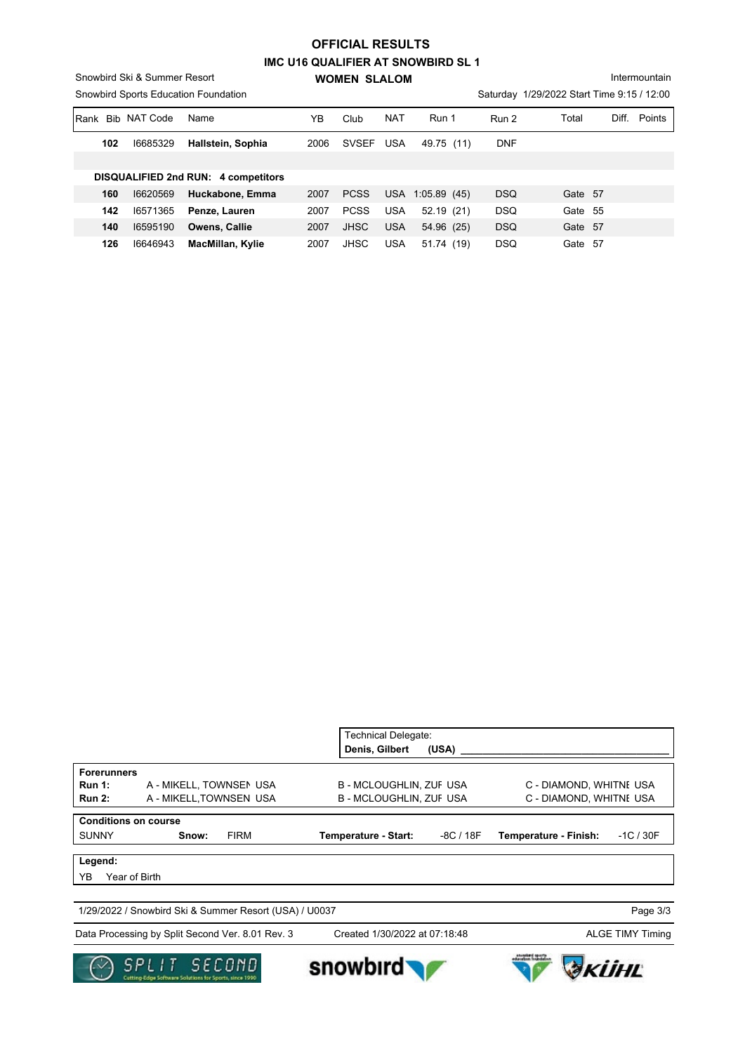# OFFICIAL RESULTS

## IMC U16 QUALIFIER AT SNOWBIRD SL 1

### WOMEN SLALOM

Snowbird Ski & Summer Resort

Snowbird Sports Education Foundation

Intermountain

Saturday 1/29/2022 Start Time 9:15 / 12:00

| Rank | Bib | NAT Code | Name | YB | Club | NAT | Run 1 | Run 2 | Total | Diff. | Points |
|---|---|---|---|---|---|---|---|---|---|---|---|
| | 102 | I6685329 | **Hallstein, Sophia** | 2006 | SVSEF | USA | 49.75 (11) | DNF | | | |
| **DISQUALIFIED 2nd RUN: 4 competitors** | | | | | | | | | | | |
| | 160 | I6620569 | **Huckabone, Emma** | 2007 | PCSS | USA | 1:05.89 (45) | DSQ | Gate 57 | | |
| | 142 | I6571365 | **Penze, Lauren** | 2007 | PCSS | USA | 52.19 (21) | DSQ | Gate 55 | | |
| | 140 | I6595190 | **Owens, Callie** | 2007 | JHSC | USA | 54.96 (25) | DSQ | Gate 57 | | |
| | 126 | I6646943 | **MacMillan, Kylie** | 2007 | JHSC | USA | 51.74 (19) | DSQ | Gate 57 | | |

Technical Delegate:
**Denis, Gilbert (USA)**

| **Forerunners** | | | |
|---|---|---|---|
| **Run 1:** | A - MIKELL, TOWNSEN USA | B - MCLOUGHLIN, ZUF USA | C - DIAMOND, WHITNE USA |
| **Run 2:** | A - MIKELL,TOWNSEN USA | B - MCLOUGHLIN, ZUF USA | C - DIAMOND, WHITNE USA |

**Conditions on course**

SUNNY | **Snow:** FIRM | **Temperature - Start:** -8C / 18F | **Temperature - Finish:** -1C / 30F

**Legend:**

YB Year of Birth

1/29/2022 / Snowbird Ski & Summer Resort (USA) / U0037

Data Processing by Split Second Ver. 8.01 Rev. 3 | Created 1/30/2022 at 07:18:48 | ALGE TIMY Timing